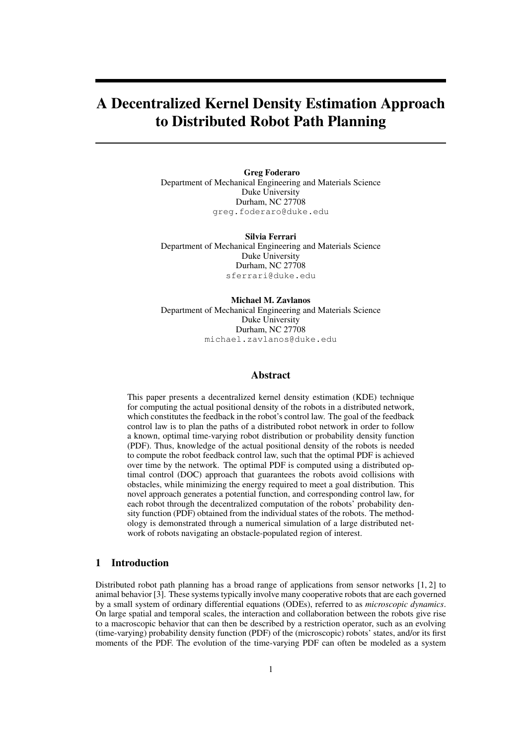# A Decentralized Kernel Density Estimation Approach to Distributed Robot Path Planning

**Greg Foderaro**
Department of Mechanical Engineering and Materials Science
Duke University
Durham, NC 27708
greg.foderaro@duke.edu

**Silvia Ferrari**
Department of Mechanical Engineering and Materials Science
Duke University
Durham, NC 27708
sferrari@duke.edu

**Michael M. Zavlanos**
Department of Mechanical Engineering and Materials Science
Duke University
Durham, NC 27708
michael.zavlanos@duke.edu

## Abstract

This paper presents a decentralized kernel density estimation (KDE) technique for computing the actual positional density of the robots in a distributed network, which constitutes the feedback in the robot's control law. The goal of the feedback control law is to plan the paths of a distributed robot network in order to follow a known, optimal time-varying robot distribution or probability density function (PDF). Thus, knowledge of the actual positional density of the robots is needed to compute the robot feedback control law, such that the optimal PDF is achieved over time by the network. The optimal PDF is computed using a distributed optimal control (DOC) approach that guarantees the robots avoid collisions with obstacles, while minimizing the energy required to meet a goal distribution. This novel approach generates a potential function, and corresponding control law, for each robot through the decentralized computation of the robots' probability density function (PDF) obtained from the individual states of the robots. The methodology is demonstrated through a numerical simulation of a large distributed network of robots navigating an obstacle-populated region of interest.

## 1 Introduction

Distributed robot path planning has a broad range of applications from sensor networks [1, 2] to animal behavior [3]. These systems typically involve many cooperative robots that are each governed by a small system of ordinary differential equations (ODEs), referred to as *microscopic dynamics*. On large spatial and temporal scales, the interaction and collaboration between the robots give rise to a macroscopic behavior that can then be described by a restriction operator, such as an evolving (time-varying) probability density function (PDF) of the (microscopic) robots' states, and/or its first moments of the PDF. The evolution of the time-varying PDF can often be modeled as a system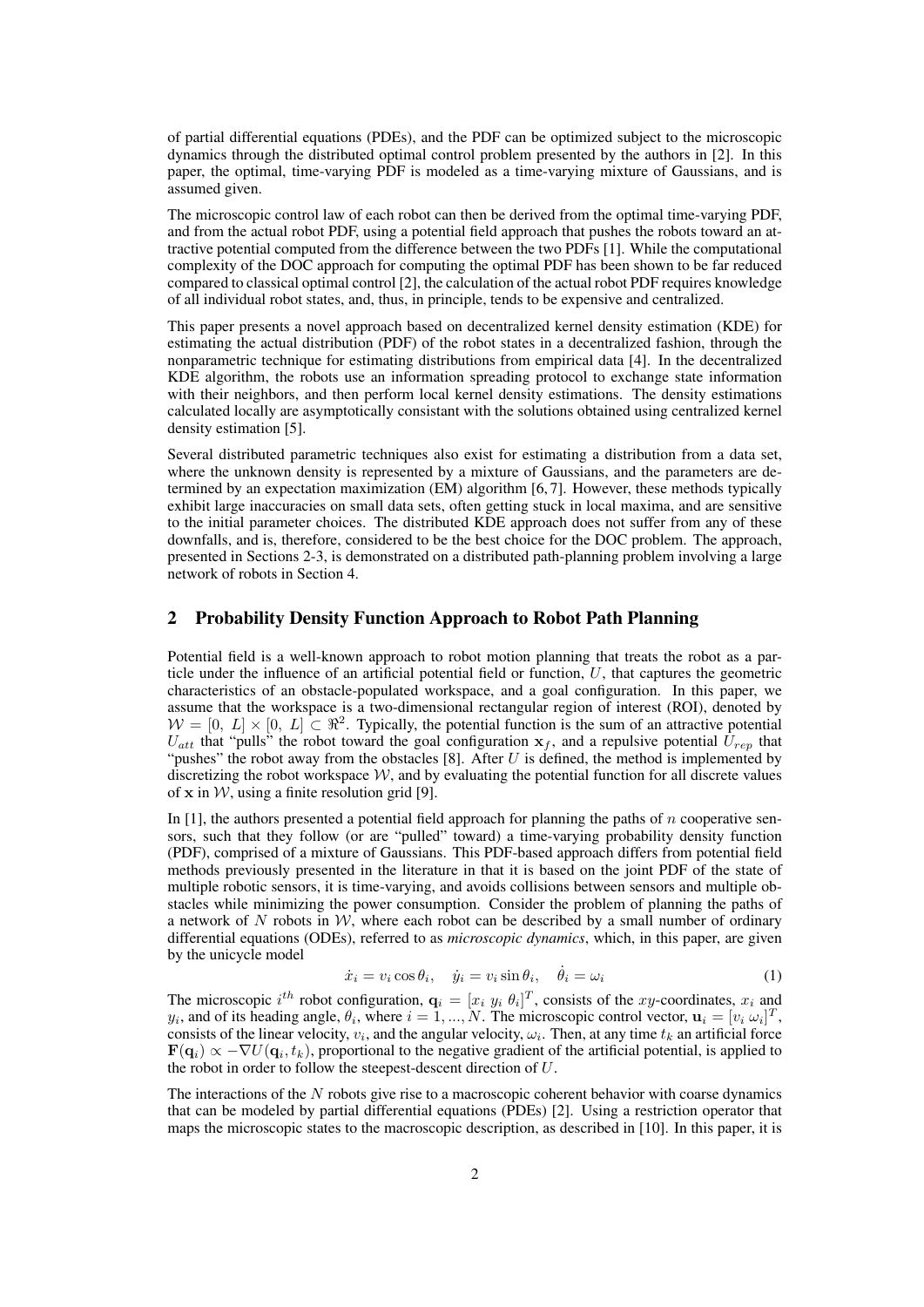of partial differential equations (PDEs), and the PDF can be optimized subject to the microscopic dynamics through the distributed optimal control problem presented by the authors in [2]. In this paper, the optimal, time-varying PDF is modeled as a time-varying mixture of Gaussians, and is assumed given.

The microscopic control law of each robot can then be derived from the optimal time-varying PDF, and from the actual robot PDF, using a potential field approach that pushes the robots toward an attractive potential computed from the difference between the two PDFs [1]. While the computational complexity of the DOC approach for computing the optimal PDF has been shown to be far reduced compared to classical optimal control [2], the calculation of the actual robot PDF requires knowledge of all individual robot states, and, thus, in principle, tends to be expensive and centralized.

This paper presents a novel approach based on decentralized kernel density estimation (KDE) for estimating the actual distribution (PDF) of the robot states in a decentralized fashion, through the nonparametric technique for estimating distributions from empirical data [4]. In the decentralized KDE algorithm, the robots use an information spreading protocol to exchange state information with their neighbors, and then perform local kernel density estimations. The density estimations calculated locally are asymptotically consistant with the solutions obtained using centralized kernel density estimation [5].

Several distributed parametric techniques also exist for estimating a distribution from a data set, where the unknown density is represented by a mixture of Gaussians, and the parameters are determined by an expectation maximization (EM) algorithm [6, 7]. However, these methods typically exhibit large inaccuracies on small data sets, often getting stuck in local maxima, and are sensitive to the initial parameter choices. The distributed KDE approach does not suffer from any of these downfalls, and is, therefore, considered to be the best choice for the DOC problem. The approach, presented in Sections 2-3, is demonstrated on a distributed path-planning problem involving a large network of robots in Section 4.

## 2 Probability Density Function Approach to Robot Path Planning

Potential field is a well-known approach to robot motion planning that treats the robot as a particle under the influence of an artificial potential field or function, $U$, that captures the geometric characteristics of an obstacle-populated workspace, and a goal configuration. In this paper, we assume that the workspace is a two-dimensional rectangular region of interest (ROI), denoted by $\mathcal{W} = [0,\ L] \times [0,\ L] \subset \Re^2$. Typically, the potential function is the sum of an attractive potential $U_{att}$ that "pulls" the robot toward the goal configuration $\mathbf{x}_f$, and a repulsive potential $U_{rep}$ that "pushes" the robot away from the obstacles [8]. After $U$ is defined, the method is implemented by discretizing the robot workspace $\mathcal{W}$, and by evaluating the potential function for all discrete values of $\mathbf{x}$ in $\mathcal{W}$, using a finite resolution grid [9].

In [1], the authors presented a potential field approach for planning the paths of $n$ cooperative sensors, such that they follow (or are "pulled" toward) a time-varying probability density function (PDF), comprised of a mixture of Gaussians. This PDF-based approach differs from potential field methods previously presented in the literature in that it is based on the joint PDF of the state of multiple robotic sensors, it is time-varying, and avoids collisions between sensors and multiple obstacles while minimizing the power consumption. Consider the problem of planning the paths of a network of $N$ robots in $\mathcal{W}$, where each robot can be described by a small number of ordinary differential equations (ODEs), referred to as *microscopic dynamics*, which, in this paper, are given by the unicycle model

$$\dot{x}_i = v_i \cos\theta_i, \quad \dot{y}_i = v_i \sin\theta_i, \quad \dot{\theta}_i = \omega_i \tag{1}$$

The microscopic $i^{th}$ robot configuration, $\mathbf{q}_i = [x_i\ y_i\ \theta_i]^T$, consists of the $xy$-coordinates, $x_i$ and $y_i$, and of its heading angle, $\theta_i$, where $i = 1, ..., N$. The microscopic control vector, $\mathbf{u}_i = [v_i\ \omega_i]^T$, consists of the linear velocity, $v_i$, and the angular velocity, $\omega_i$. Then, at any time $t_k$ an artificial force $\mathbf{F}(\mathbf{q}_i) \propto -\nabla U(\mathbf{q}_i, t_k)$, proportional to the negative gradient of the artificial potential, is applied to the robot in order to follow the steepest-descent direction of $U$.

The interactions of the $N$ robots give rise to a macroscopic coherent behavior with coarse dynamics that can be modeled by partial differential equations (PDEs) [2]. Using a restriction operator that maps the microscopic states to the macroscopic description, as described in [10]. In this paper, it is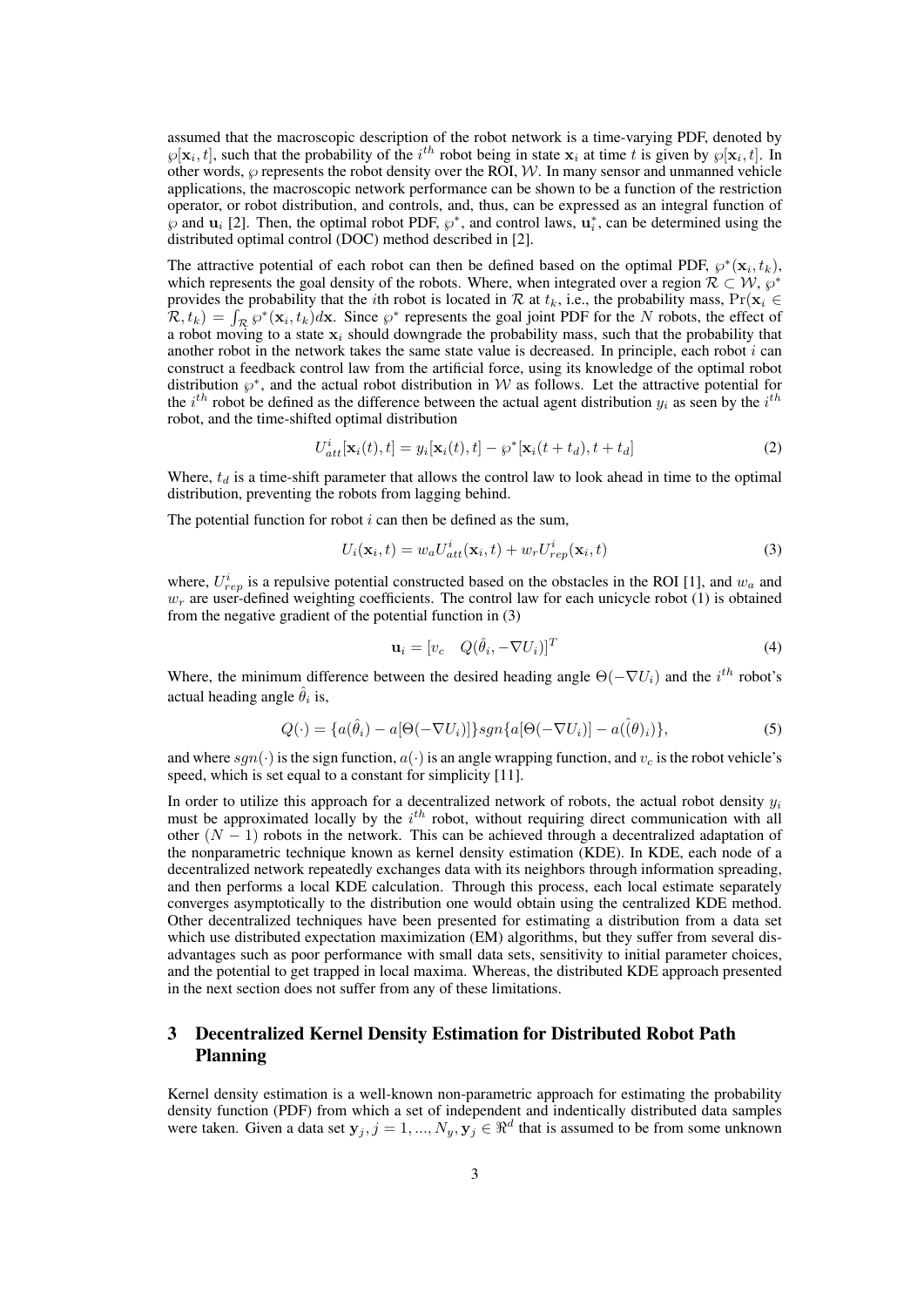assumed that the macroscopic description of the robot network is a time-varying PDF, denoted by $\wp[\mathbf{x}_i, t]$, such that the probability of the $i^{th}$ robot being in state $\mathbf{x}_i$ at time $t$ is given by $\wp[\mathbf{x}_i, t]$. In other words, $\wp$ represents the robot density over the ROI, $\mathcal{W}$. In many sensor and unmanned vehicle applications, the macroscopic network performance can be shown to be a function of the restriction operator, or robot distribution, and controls, and, thus, can be expressed as an integral function of $\wp$ and $\mathbf{u}_i$ [2]. Then, the optimal robot PDF, $\wp^*$, and control laws, $\mathbf{u}_i^*$, can be determined using the distributed optimal control (DOC) method described in [2].

The attractive potential of each robot can then be defined based on the optimal PDF, $\wp^*(\mathbf{x}_i, t_k)$, which represents the goal density of the robots. Where, when integrated over a region $\mathcal{R} \subset \mathcal{W}$, $\wp^*$ provides the probability that the $i$th robot is located in $\mathcal{R}$ at $t_k$, i.e., the probability mass, $\Pr(\mathbf{x}_i \in \mathcal{R}, t_k) = \int_{\mathcal{R}} \wp^*(\mathbf{x}_i, t_k) d\mathbf{x}$. Since $\wp^*$ represents the goal joint PDF for the $N$ robots, the effect of a robot moving to a state $\mathbf{x}_i$ should downgrade the probability mass, such that the probability that another robot in the network takes the same state value is decreased. In principle, each robot $i$ can construct a feedback control law from the artificial force, using its knowledge of the optimal robot distribution $\wp^*$, and the actual robot distribution in $\mathcal{W}$ as follows. Let the attractive potential for the $i^{th}$ robot be defined as the difference between the actual agent distribution $y_i$ as seen by the $i^{th}$ robot, and the time-shifted optimal distribution

$$U_{att}^i[\mathbf{x}_i(t), t] = y_i[\mathbf{x}_i(t), t] - \wp^*[\mathbf{x}_i(t + t_d), t + t_d] \tag{2}$$

Where, $t_d$ is a time-shift parameter that allows the control law to look ahead in time to the optimal distribution, preventing the robots from lagging behind.

The potential function for robot $i$ can then be defined as the sum,

$$U_i(\mathbf{x}_i, t) = w_a U_{att}^i(\mathbf{x}_i, t) + w_r U_{rep}^i(\mathbf{x}_i, t) \tag{3}$$

where, $U_{rep}^i$ is a repulsive potential constructed based on the obstacles in the ROI [1], and $w_a$ and $w_r$ are user-defined weighting coefficients. The control law for each unicycle robot (1) is obtained from the negative gradient of the potential function in (3)

$$\mathbf{u}_i = [v_c \quad Q(\hat{\theta}_i, -\nabla U_i)]^T \tag{4}$$

Where, the minimum difference between the desired heading angle $\Theta(-\nabla U_i)$ and the $i^{th}$ robot's actual heading angle $\hat{\theta}_i$ is,

$$Q(\cdot) = \{a(\hat{\theta}_i) - a[\Theta(-\nabla U_i)]\} sgn\{a[\Theta(-\nabla U_i)] - a(\hat{(\theta)}_i)\}, \tag{5}$$

and where $sgn(\cdot)$ is the sign function, $a(\cdot)$ is an angle wrapping function, and $v_c$ is the robot vehicle's speed, which is set equal to a constant for simplicity [11].

In order to utilize this approach for a decentralized network of robots, the actual robot density $y_i$ must be approximated locally by the $i^{th}$ robot, without requiring direct communication with all other $(N - 1)$ robots in the network. This can be achieved through a decentralized adaptation of the nonparametric technique known as kernel density estimation (KDE). In KDE, each node of a decentralized network repeatedly exchanges data with its neighbors through information spreading, and then performs a local KDE calculation. Through this process, each local estimate separately converges asymptotically to the distribution one would obtain using the centralized KDE method. Other decentralized techniques have been presented for estimating a distribution from a data set which use distributed expectation maximization (EM) algorithms, but they suffer from several disadvantages such as poor performance with small data sets, sensitivity to initial parameter choices, and the potential to get trapped in local maxima. Whereas, the distributed KDE approach presented in the next section does not suffer from any of these limitations.

## 3 Decentralized Kernel Density Estimation for Distributed Robot Path Planning

Kernel density estimation is a well-known non-parametric approach for estimating the probability density function (PDF) from which a set of independent and indentically distributed data samples were taken. Given a data set $\mathbf{y}_j, j = 1, ..., N_y, \mathbf{y}_j \in \Re^d$ that is assumed to be from some unknown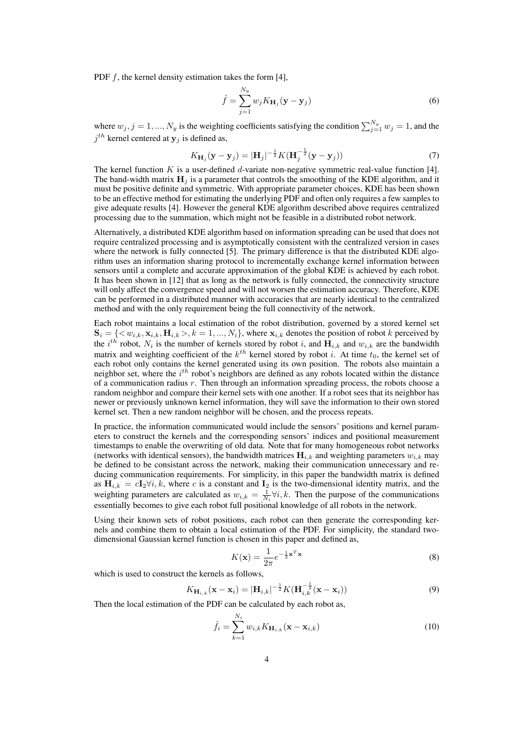PDF $f$, the kernel density estimation takes the form [4],

$$\hat{f} = \sum_{j=1}^{N_y} w_j K_{\mathbf{H}_j}(\mathbf{y} - \mathbf{y}_j) \tag{6}$$

where $w_j, j = 1, ..., N_y$ is the weighting coefficients satisfying the condition $\sum_{j=1}^{N_y} w_j = 1$, and the $j^{th}$ kernel centered at $\mathbf{y}_j$ is defined as,

$$K_{\mathbf{H}_j}(\mathbf{y} - \mathbf{y}_j) = |\mathbf{H}_j|^{-\frac{1}{2}} K(\mathbf{H}_j^{-\frac{1}{2}}(\mathbf{y} - \mathbf{y}_j)) \tag{7}$$

The kernel function $K$ is a user-defined $d$-variate non-negative symmetric real-value function [4]. The band-width matrix $\mathbf{H}_j$ is a parameter that controls the smoothing of the KDE algorithm, and it must be positive definite and symmetric. With appropriate parameter choices, KDE has been shown to be an effective method for estimating the underlying PDF and often only requires a few samples to give adequate results [4]. However the general KDE algorithm described above requires centralized processing due to the summation, which might not be feasible in a distributed robot network.

Alternatively, a distributed KDE algorithm based on information spreading can be used that does not require centralized processing and is asymptotically consistent with the centralized version in cases where the network is fully connected [5]. The primary difference is that the distributed KDE algorithm uses an information sharing protocol to incrementally exchange kernel information between sensors until a complete and accurate approximation of the global KDE is achieved by each robot. It has been shown in [12] that as long as the network is fully connected, the connectivity structure will only affect the convergence speed and will not worsen the estimation accuracy. Therefore, KDE can be performed in a distributed manner with accuracies that are nearly identical to the centralized method and with the only requirement being the full connectivity of the network.

Each robot maintains a local estimation of the robot distribution, governed by a stored kernel set $\mathbf{S}_i = \{< w_{i,k}, \mathbf{x}_{i,k}, \mathbf{H}_{i,k} >, k = 1, ..., N_i\}$, where $\mathbf{x}_{i,k}$ denotes the position of robot $k$ perceived by the $i^{th}$ robot, $N_i$ is the number of kernels stored by robot $i$, and $\mathbf{H}_{i,k}$ and $w_{i,k}$ are the bandwidth matrix and weighting coefficient of the $k^{th}$ kernel stored by robot $i$. At time $t_0$, the kernel set of each robot only contains the kernel generated using its own position. The robots also maintain a neighbor set, where the $i^{th}$ robot's neighbors are defined as any robots located within the distance of a communication radius $r$. Then through an information spreading process, the robots choose a random neighbor and compare their kernel sets with one another. If a robot sees that its neighbor has newer or previously unknown kernel information, they will save the information to their own stored kernel set. Then a new random neighbor will be chosen, and the process repeats.

In practice, the information communicated would include the sensors' positions and kernel parameters to construct the kernels and the corresponding sensors' indices and positional measurement timestamps to enable the overwriting of old data. Note that for many homogeneous robot networks (networks with identical sensors), the bandwidth matrices $\mathbf{H}_{i,k}$ and weighting parameters $w_{i,k}$ may be defined to be consistant across the network, making their communication unnecessary and reducing communication requirements. For simplicity, in this paper the bandwidth matrix is defined as $\mathbf{H}_{i,k} = c\mathbf{I}_2 \forall i, k$, where $c$ is a constant and $\mathbf{I}_2$ is the two-dimensional identity matrix, and the weighting parameters are calculated as $w_{i,k} = \frac{1}{N_i} \forall i, k$. Then the purpose of the communications essentially becomes to give each robot full positional knowledge of all robots in the network.

Using their known sets of robot positions, each robot can then generate the corresponding kernels and combine them to obtain a local estimation of the PDF. For simplicity, the standard two-dimensional Gaussian kernel function is chosen in this paper and defined as,

$$K(\mathbf{x}) = \frac{1}{2\pi} e^{-\frac{1}{2}\mathbf{x}^T\mathbf{x}} \tag{8}$$

which is used to construct the kernels as follows,

$$K_{\mathbf{H}_{i,k}}(\mathbf{x} - \mathbf{x}_i) = |\mathbf{H}_{i,k}|^{-\frac{1}{2}} K(\mathbf{H}_{i,k}^{-\frac{1}{2}}(\mathbf{x} - \mathbf{x}_i)) \tag{9}$$

Then the local estimation of the PDF can be calculated by each robot as,

$$\hat{f}_i = \sum_{k=1}^{N_i} w_{i,k} K_{\mathbf{H}_{i,k}}(\mathbf{x} - \mathbf{x}_{i,k}) \tag{10}$$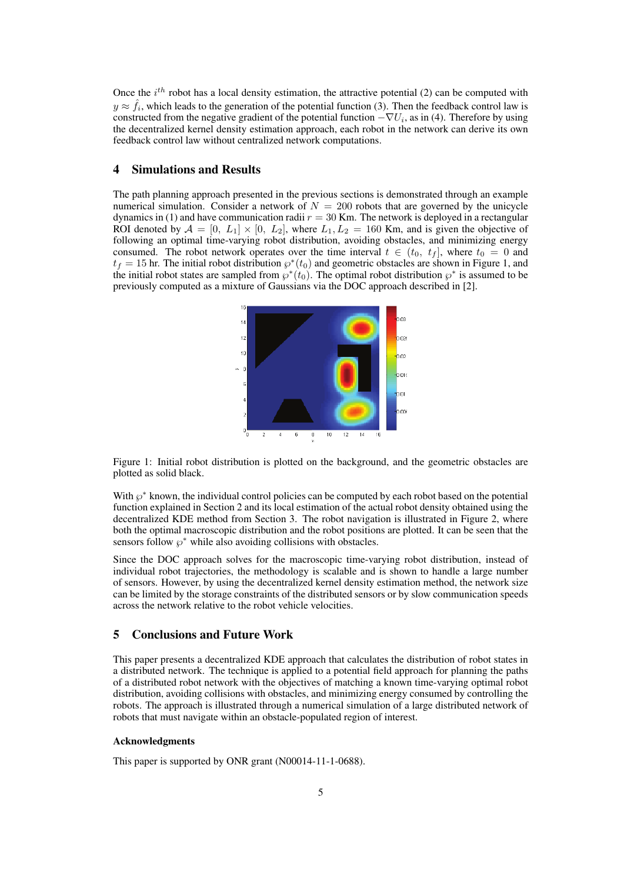Once the $i^{th}$ robot has a local density estimation, the attractive potential (2) can be computed with $y \approx \hat{f}_i$, which leads to the generation of the potential function (3). Then the feedback control law is constructed from the negative gradient of the potential function $-\nabla U_i$, as in (4). Therefore by using the decentralized kernel density estimation approach, each robot in the network can derive its own feedback control law without centralized network computations.

## 4 Simulations and Results

The path planning approach presented in the previous sections is demonstrated through an example numerical simulation. Consider a network of $N = 200$ robots that are governed by the unicycle dynamics in (1) and have communication radii $r = 30$ Km. The network is deployed in a rectangular ROI denoted by $\mathcal{A} = [0,\ L_1] \times [0,\ L_2]$, where $L_1, L_2 = 160$ Km, and is given the objective of following an optimal time-varying robot distribution, avoiding obstacles, and minimizing energy consumed. The robot network operates over the time interval $t \in (t_0,\ t_f]$, where $t_0 = 0$ and $t_f = 15$ hr. The initial robot distribution $\wp^*(t_0)$ and geometric obstacles are shown in Figure 1, and the initial robot states are sampled from $\wp^*(t_0)$. The optimal robot distribution $\wp^*$ is assumed to be previously computed as a mixture of Gaussians via the DOC approach described in [2].

Figure 1: Initial robot distribution is plotted on the background, and the geometric obstacles are plotted as solid black.

With $\wp^*$ known, the individual control policies can be computed by each robot based on the potential function explained in Section 2 and its local estimation of the actual robot density obtained using the decentralized KDE method from Section 3. The robot navigation is illustrated in Figure 2, where both the optimal macroscopic distribution and the robot positions are plotted. It can be seen that the sensors follow $\wp^*$ while also avoiding collisions with obstacles.

Since the DOC approach solves for the macroscopic time-varying robot distribution, instead of individual robot trajectories, the methodology is scalable and is shown to handle a large number of sensors. However, by using the decentralized kernel density estimation method, the network size can be limited by the storage constraints of the distributed sensors or by slow communication speeds across the network relative to the robot vehicle velocities.

## 5 Conclusions and Future Work

This paper presents a decentralized KDE approach that calculates the distribution of robot states in a distributed network. The technique is applied to a potential field approach for planning the paths of a distributed robot network with the objectives of matching a known time-varying optimal robot distribution, avoiding collisions with obstacles, and minimizing energy consumed by controlling the robots. The approach is illustrated through a numerical simulation of a large distributed network of robots that must navigate within an obstacle-populated region of interest.

### Acknowledgments

This paper is supported by ONR grant (N00014-11-1-0688).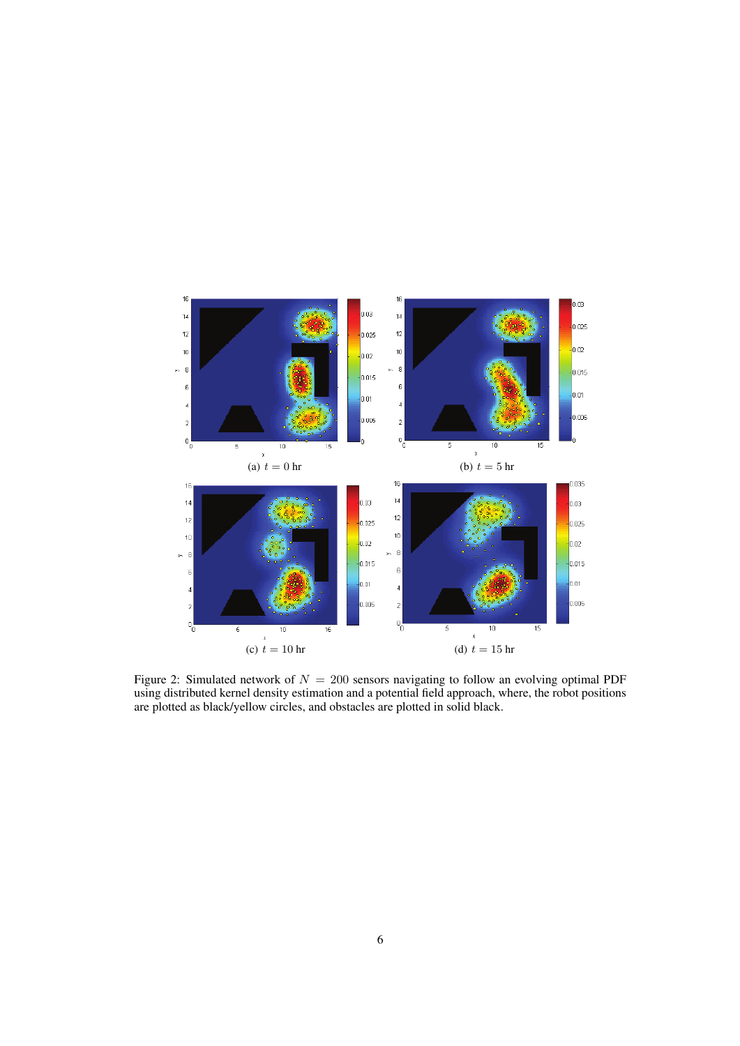(a) $t = 0$ hr

(b) $t = 5$ hr

(c) $t = 10$ hr

(d) $t = 15$ hr

Figure 2: Simulated network of $N = 200$ sensors navigating to follow an evolving optimal PDF using distributed kernel density estimation and a potential field approach, where, the robot positions are plotted as black/yellow circles, and obstacles are plotted in solid black.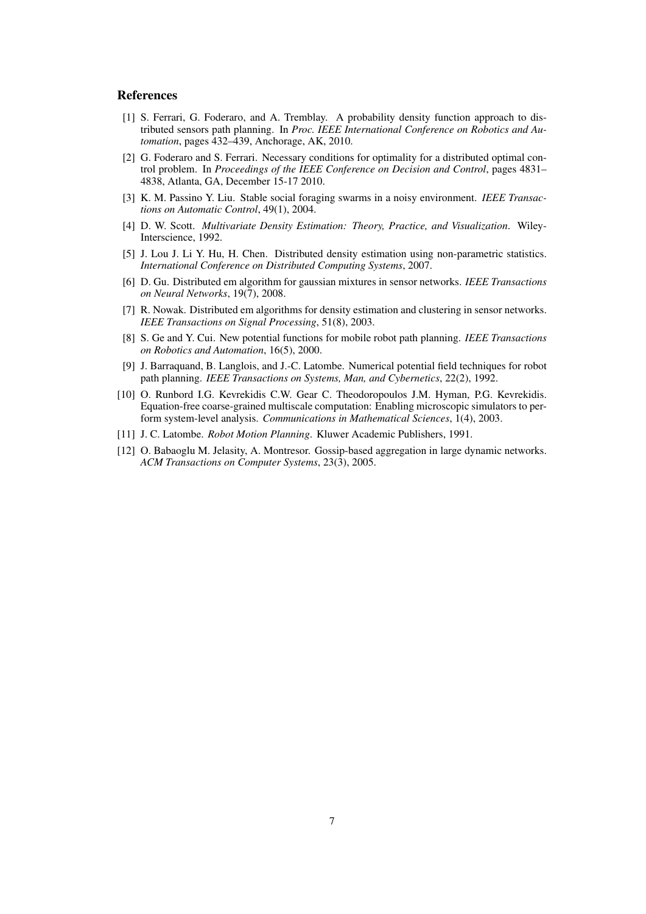## References

[1] S. Ferrari, G. Foderaro, and A. Tremblay. A probability density function approach to distributed sensors path planning. In *Proc. IEEE International Conference on Robotics and Automation*, pages 432–439, Anchorage, AK, 2010.

[2] G. Foderaro and S. Ferrari. Necessary conditions for optimality for a distributed optimal control problem. In *Proceedings of the IEEE Conference on Decision and Control*, pages 4831–4838, Atlanta, GA, December 15-17 2010.

[3] K. M. Passino Y. Liu. Stable social foraging swarms in a noisy environment. *IEEE Transactions on Automatic Control*, 49(1), 2004.

[4] D. W. Scott. *Multivariate Density Estimation: Theory, Practice, and Visualization*. Wiley-Interscience, 1992.

[5] J. Lou J. Li Y. Hu, H. Chen. Distributed density estimation using non-parametric statistics. *International Conference on Distributed Computing Systems*, 2007.

[6] D. Gu. Distributed em algorithm for gaussian mixtures in sensor networks. *IEEE Transactions on Neural Networks*, 19(7), 2008.

[7] R. Nowak. Distributed em algorithms for density estimation and clustering in sensor networks. *IEEE Transactions on Signal Processing*, 51(8), 2003.

[8] S. Ge and Y. Cui. New potential functions for mobile robot path planning. *IEEE Transactions on Robotics and Automation*, 16(5), 2000.

[9] J. Barraquand, B. Langlois, and J.-C. Latombe. Numerical potential field techniques for robot path planning. *IEEE Transactions on Systems, Man, and Cybernetics*, 22(2), 1992.

[10] O. Runbord I.G. Kevrekidis C.W. Gear C. Theodoropoulos J.M. Hyman, P.G. Kevrekidis. Equation-free coarse-grained multiscale computation: Enabling microscopic simulators to perform system-level analysis. *Communications in Mathematical Sciences*, 1(4), 2003.

[11] J. C. Latombe. *Robot Motion Planning*. Kluwer Academic Publishers, 1991.

[12] O. Babaoglu M. Jelasity, A. Montresor. Gossip-based aggregation in large dynamic networks. *ACM Transactions on Computer Systems*, 23(3), 2005.